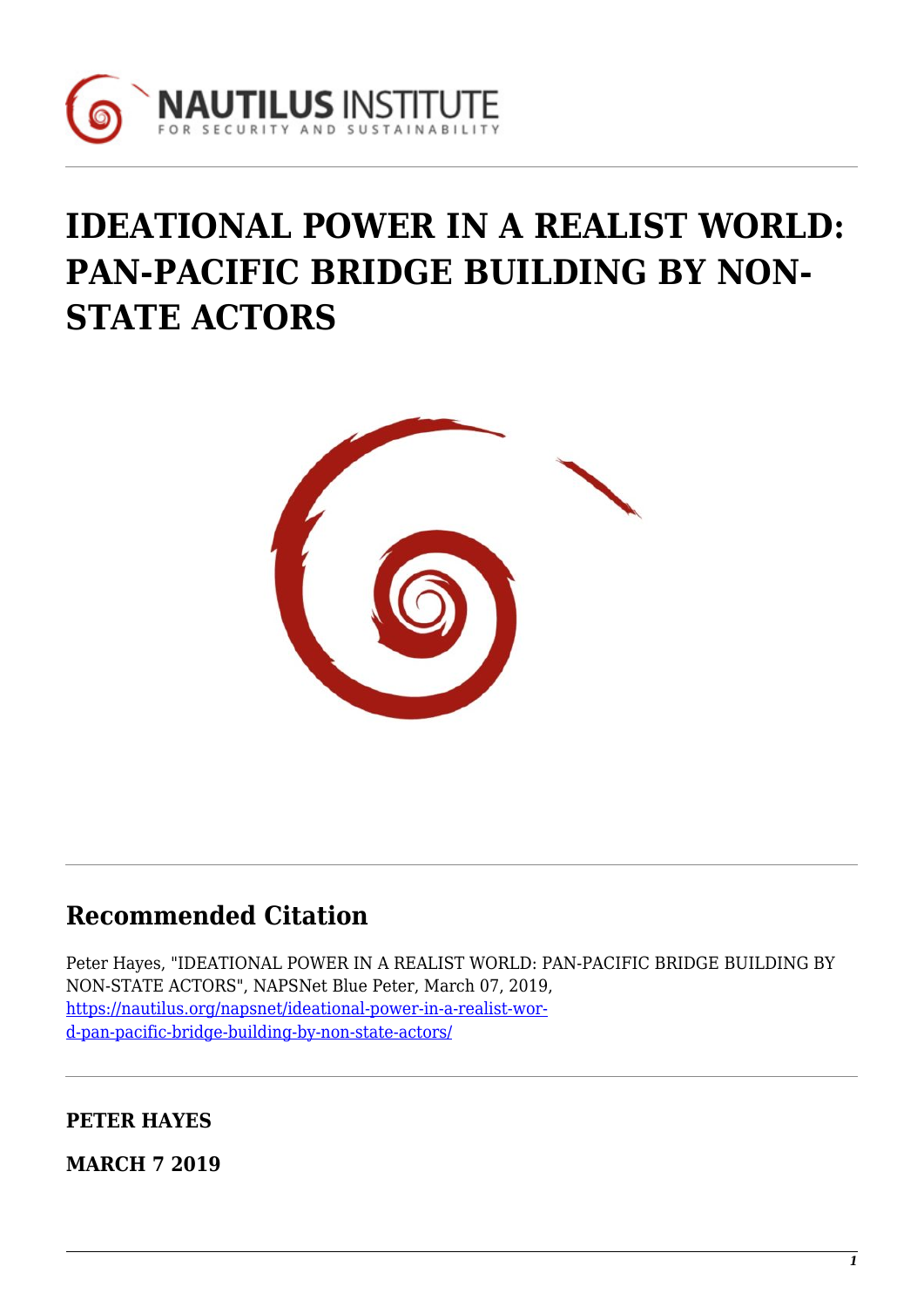# IDEATIONAL POWER IN A REALIST WORLD: PAN-PACIFIC BRIDGE BUILDING BY NON-STATE ACTORS

## Recommended Citation

Peter Hayes, "IDEATIONAL POWER IN A REALIST WORLD: PAN-PACIFIC BRIDGE BUILDING BY NON-STATE ACTORS", NAPSNet Blue Peter, March 07, 2019, https://nautilus.org/napsnet/ideational-power-in-a-realist-world-pan-pacific-bridge-building-by-non-state-actors/

**PETER HAYES**

**MARCH 7 2019**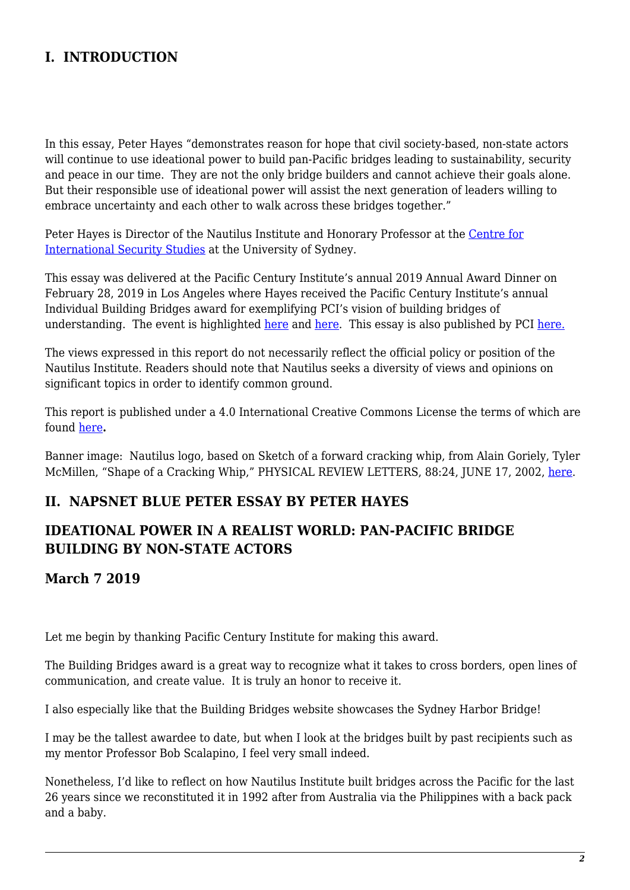## I. INTRODUCTION

In this essay, Peter Hayes "demonstrates reason for hope that civil society-based, non-state actors will continue to use ideational power to build pan-Pacific bridges leading to sustainability, security and peace in our time. They are not the only bridge builders and cannot achieve their goals alone. But their responsible use of ideational power will assist the next generation of leaders willing to embrace uncertainty and each other to walk across these bridges together."

Peter Hayes is Director of the Nautilus Institute and Honorary Professor at the Centre for International Security Studies at the University of Sydney.

This essay was delivered at the Pacific Century Institute's annual 2019 Annual Award Dinner on February 28, 2019 in Los Angeles where Hayes received the Pacific Century Institute's annual Individual Building Bridges award for exemplifying PCI's vision of building bridges of understanding. The event is highlighted here and here. This essay is also published by PCI here.

The views expressed in this report do not necessarily reflect the official policy or position of the Nautilus Institute. Readers should note that Nautilus seeks a diversity of views and opinions on significant topics in order to identify common ground.

This report is published under a 4.0 International Creative Commons License the terms of which are found **here.**

Banner image: Nautilus logo, based on Sketch of a forward cracking whip, from Alain Goriely, Tyler McMillen, "Shape of a Cracking Whip," PHYSICAL REVIEW LETTERS, 88:24, JUNE 17, 2002, here.

## II. NAPSNET BLUE PETER ESSAY BY PETER HAYES

## IDEATIONAL POWER IN A REALIST WORLD: PAN-PACIFIC BRIDGE BUILDING BY NON-STATE ACTORS

### March 7 2019

Let me begin by thanking Pacific Century Institute for making this award.

The Building Bridges award is a great way to recognize what it takes to cross borders, open lines of communication, and create value. It is truly an honor to receive it.

I also especially like that the Building Bridges website showcases the Sydney Harbor Bridge!

I may be the tallest awardee to date, but when I look at the bridges built by past recipients such as my mentor Professor Bob Scalapino, I feel very small indeed.

Nonetheless, I'd like to reflect on how Nautilus Institute built bridges across the Pacific for the last 26 years since we reconstituted it in 1992 after from Australia via the Philippines with a back pack and a baby.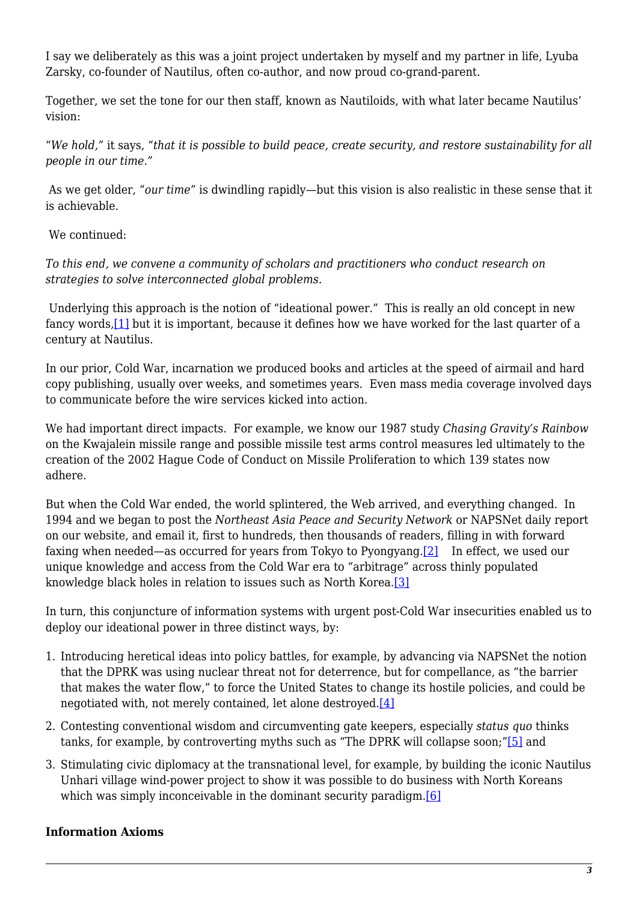I say we deliberately as this was a joint project undertaken by myself and my partner in life, Lyuba Zarsky, co-founder of Nautilus, often co-author, and now proud co-grand-parent.

Together, we set the tone for our then staff, known as Nautiloids, with what later became Nautilus' vision:

"*We hold,*" it says, "*that it is possible to build peace, create security, and restore sustainability for all people in our time.*"

As we get older, "*our time*" is dwindling rapidly—but this vision is also realistic in these sense that it is achievable.

We continued:

*To this end, we convene a community of scholars and practitioners who conduct research on strategies to solve interconnected global problems.*

Underlying this approach is the notion of "ideational power." This is really an old concept in new fancy words,[1] but it is important, because it defines how we have worked for the last quarter of a century at Nautilus.

In our prior, Cold War, incarnation we produced books and articles at the speed of airmail and hard copy publishing, usually over weeks, and sometimes years. Even mass media coverage involved days to communicate before the wire services kicked into action.

We had important direct impacts. For example, we know our 1987 study *Chasing Gravity's Rainbow* on the Kwajalein missile range and possible missile test arms control measures led ultimately to the creation of the 2002 Hague Code of Conduct on Missile Proliferation to which 139 states now adhere.

But when the Cold War ended, the world splintered, the Web arrived, and everything changed. In 1994 and we began to post the *Northeast Asia Peace and Security Network* or NAPSNet daily report on our website, and email it, first to hundreds, then thousands of readers, filling in with forward faxing when needed—as occurred for years from Tokyo to Pyongyang.[2] In effect, we used our unique knowledge and access from the Cold War era to "arbitrage" across thinly populated knowledge black holes in relation to issues such as North Korea.[3]

In turn, this conjuncture of information systems with urgent post-Cold War insecurities enabled us to deploy our ideational power in three distinct ways, by:

1. Introducing heretical ideas into policy battles, for example, by advancing via NAPSNet the notion that the DPRK was using nuclear threat not for deterrence, but for compellance, as "the barrier that makes the water flow," to force the United States to change its hostile policies, and could be negotiated with, not merely contained, let alone destroyed.[4]
2. Contesting conventional wisdom and circumventing gate keepers, especially *status quo* thinks tanks, for example, by controverting myths such as "The DPRK will collapse soon;"[5] and
3. Stimulating civic diplomacy at the transnational level, for example, by building the iconic Nautilus Unhari village wind-power project to show it was possible to do business with North Koreans which was simply inconceivable in the dominant security paradigm.[6]

**Information Axioms**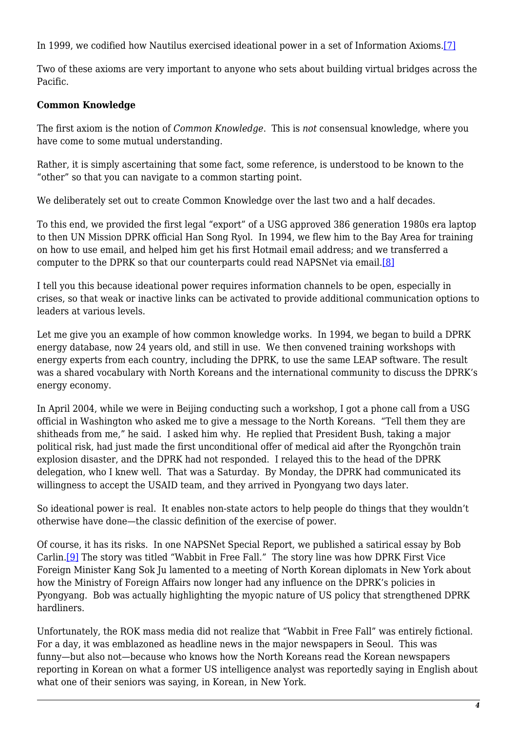In 1999, we codified how Nautilus exercised ideational power in a set of Information Axioms.[7]

Two of these axioms are very important to anyone who sets about building virtual bridges across the Pacific.

**Common Knowledge**

The first axiom is the notion of *Common Knowledge*. This is *not* consensual knowledge, where you have come to some mutual understanding.

Rather, it is simply ascertaining that some fact, some reference, is understood to be known to the "other" so that you can navigate to a common starting point.

We deliberately set out to create Common Knowledge over the last two and a half decades.

To this end, we provided the first legal "export" of a USG approved 386 generation 1980s era laptop to then UN Mission DPRK official Han Song Ryol. In 1994, we flew him to the Bay Area for training on how to use email, and helped him get his first Hotmail email address; and we transferred a computer to the DPRK so that our counterparts could read NAPSNet via email.[8]

I tell you this because ideational power requires information channels to be open, especially in crises, so that weak or inactive links can be activated to provide additional communication options to leaders at various levels.

Let me give you an example of how common knowledge works. In 1994, we began to build a DPRK energy database, now 24 years old, and still in use. We then convened training workshops with energy experts from each country, including the DPRK, to use the same LEAP software. The result was a shared vocabulary with North Koreans and the international community to discuss the DPRK's energy economy.

In April 2004, while we were in Beijing conducting such a workshop, I got a phone call from a USG official in Washington who asked me to give a message to the North Koreans. "Tell them they are shitheads from me," he said. I asked him why. He replied that President Bush, taking a major political risk, had just made the first unconditional offer of medical aid after the Ryongchŏn train explosion disaster, and the DPRK had not responded. I relayed this to the head of the DPRK delegation, who I knew well. That was a Saturday. By Monday, the DPRK had communicated its willingness to accept the USAID team, and they arrived in Pyongyang two days later.

So ideational power is real. It enables non-state actors to help people do things that they wouldn't otherwise have done—the classic definition of the exercise of power.

Of course, it has its risks. In one NAPSNet Special Report, we published a satirical essay by Bob Carlin.[9] The story was titled "Wabbit in Free Fall." The story line was how DPRK First Vice Foreign Minister Kang Sok Ju lamented to a meeting of North Korean diplomats in New York about how the Ministry of Foreign Affairs now longer had any influence on the DPRK's policies in Pyongyang. Bob was actually highlighting the myopic nature of US policy that strengthened DPRK hardliners.

Unfortunately, the ROK mass media did not realize that "Wabbit in Free Fall" was entirely fictional. For a day, it was emblazoned as headline news in the major newspapers in Seoul. This was funny—but also not—because who knows how the North Koreans read the Korean newspapers reporting in Korean on what a former US intelligence analyst was reportedly saying in English about what one of their seniors was saying, in Korean, in New York.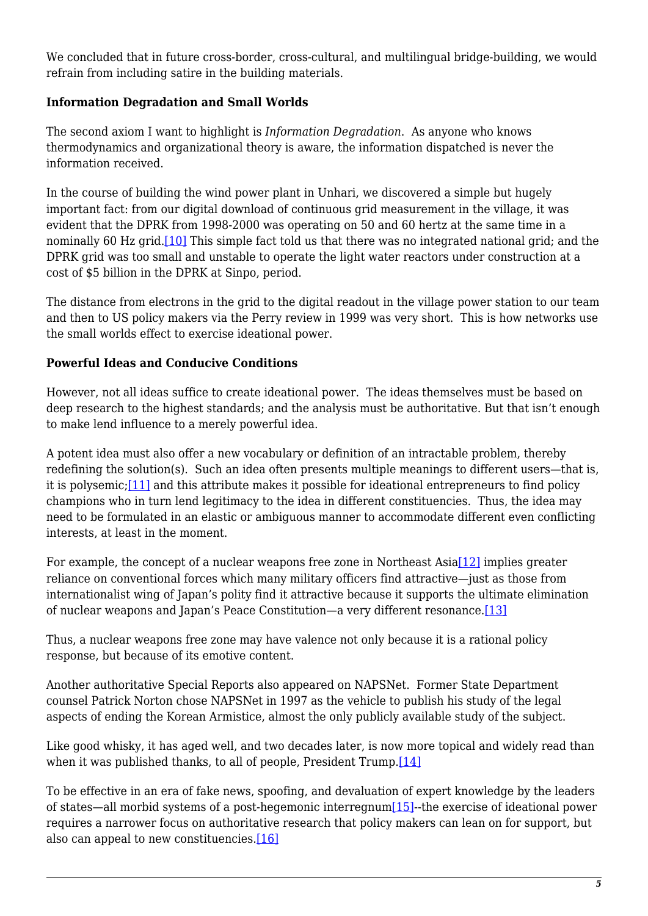We concluded that in future cross-border, cross-cultural, and multilingual bridge-building, we would refrain from including satire in the building materials.

**Information Degradation and Small Worlds**

The second axiom I want to highlight is *Information Degradation*. As anyone who knows thermodynamics and organizational theory is aware, the information dispatched is never the information received.

In the course of building the wind power plant in Unhari, we discovered a simple but hugely important fact: from our digital download of continuous grid measurement in the village, it was evident that the DPRK from 1998-2000 was operating on 50 and 60 hertz at the same time in a nominally 60 Hz grid.[10] This simple fact told us that there was no integrated national grid; and the DPRK grid was too small and unstable to operate the light water reactors under construction at a cost of $5 billion in the DPRK at Sinpo, period.

The distance from electrons in the grid to the digital readout in the village power station to our team and then to US policy makers via the Perry review in 1999 was very short. This is how networks use the small worlds effect to exercise ideational power.

**Powerful Ideas and Conducive Conditions**

However, not all ideas suffice to create ideational power. The ideas themselves must be based on deep research to the highest standards; and the analysis must be authoritative. But that isn't enough to make lend influence to a merely powerful idea.

A potent idea must also offer a new vocabulary or definition of an intractable problem, thereby redefining the solution(s). Such an idea often presents multiple meanings to different users—that is, it is polysemic;[11] and this attribute makes it possible for ideational entrepreneurs to find policy champions who in turn lend legitimacy to the idea in different constituencies. Thus, the idea may need to be formulated in an elastic or ambiguous manner to accommodate different even conflicting interests, at least in the moment.

For example, the concept of a nuclear weapons free zone in Northeast Asia[12] implies greater reliance on conventional forces which many military officers find attractive—just as those from internationalist wing of Japan's polity find it attractive because it supports the ultimate elimination of nuclear weapons and Japan's Peace Constitution—a very different resonance.[13]

Thus, a nuclear weapons free zone may have valence not only because it is a rational policy response, but because of its emotive content.

Another authoritative Special Reports also appeared on NAPSNet. Former State Department counsel Patrick Norton chose NAPSNet in 1997 as the vehicle to publish his study of the legal aspects of ending the Korean Armistice, almost the only publicly available study of the subject.

Like good whisky, it has aged well, and two decades later, is now more topical and widely read than when it was published thanks, to all of people, President Trump.[14]

To be effective in an era of fake news, spoofing, and devaluation of expert knowledge by the leaders of states—all morbid systems of a post-hegemonic interregnum[15]--the exercise of ideational power requires a narrower focus on authoritative research that policy makers can lean on for support, but also can appeal to new constituencies.[16]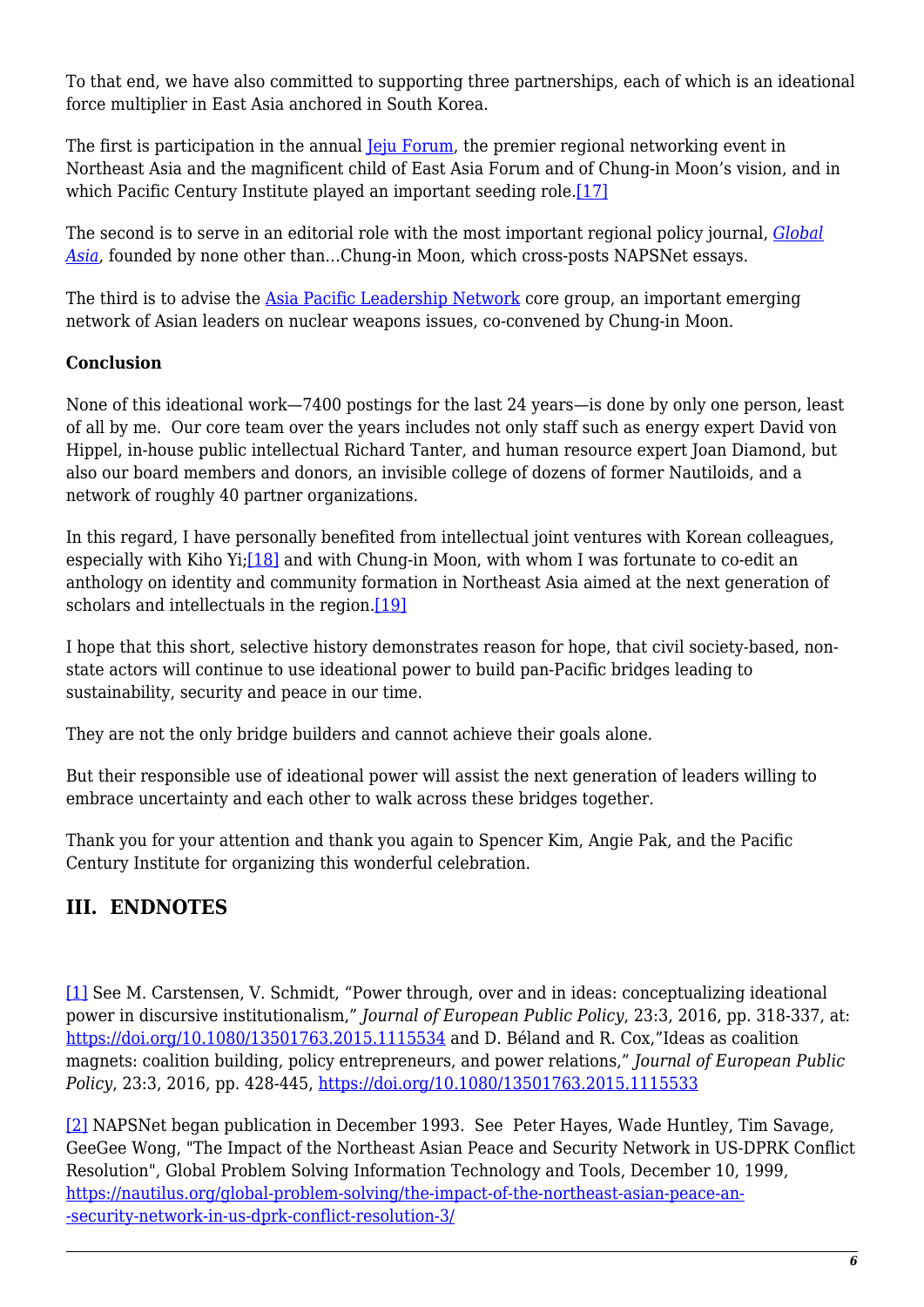To that end, we have also committed to supporting three partnerships, each of which is an ideational force multiplier in East Asia anchored in South Korea.

The first is participation in the annual Jeju Forum, the premier regional networking event in Northeast Asia and the magnificent child of East Asia Forum and of Chung-in Moon's vision, and in which Pacific Century Institute played an important seeding role.[17]

The second is to serve in an editorial role with the most important regional policy journal, *Global Asia*, founded by none other than…Chung-in Moon, which cross-posts NAPSNet essays.

The third is to advise the Asia Pacific Leadership Network core group, an important emerging network of Asian leaders on nuclear weapons issues, co-convened by Chung-in Moon.

**Conclusion**

None of this ideational work—7400 postings for the last 24 years—is done by only one person, least of all by me. Our core team over the years includes not only staff such as energy expert David von Hippel, in-house public intellectual Richard Tanter, and human resource expert Joan Diamond, but also our board members and donors, an invisible college of dozens of former Nautiloids, and a network of roughly 40 partner organizations.

In this regard, I have personally benefited from intellectual joint ventures with Korean colleagues, especially with Kiho Yi;[18] and with Chung-in Moon, with whom I was fortunate to co-edit an anthology on identity and community formation in Northeast Asia aimed at the next generation of scholars and intellectuals in the region.[19]

I hope that this short, selective history demonstrates reason for hope, that civil society-based, non-state actors will continue to use ideational power to build pan-Pacific bridges leading to sustainability, security and peace in our time.

They are not the only bridge builders and cannot achieve their goals alone.

But their responsible use of ideational power will assist the next generation of leaders willing to embrace uncertainty and each other to walk across these bridges together.

Thank you for your attention and thank you again to Spencer Kim, Angie Pak, and the Pacific Century Institute for organizing this wonderful celebration.

## III. ENDNOTES

[1] See M. Carstensen, V. Schmidt, "Power through, over and in ideas: conceptualizing ideational power in discursive institutionalism," *Journal of European Public Policy*, 23:3, 2016, pp. 318-337, at: https://doi.org/10.1080/13501763.2015.1115534 and D. Béland and R. Cox,"Ideas as coalition magnets: coalition building, policy entrepreneurs, and power relations," *Journal of European Public Policy*, 23:3, 2016, pp. 428-445, https://doi.org/10.1080/13501763.2015.1115533

[2] NAPSNet began publication in December 1993. See Peter Hayes, Wade Huntley, Tim Savage, GeeGee Wong, "The Impact of the Northeast Asian Peace and Security Network in US-DPRK Conflict Resolution", Global Problem Solving Information Technology and Tools, December 10, 1999, https://nautilus.org/global-problem-solving/the-impact-of-the-northeast-asian-peace-an--security-network-in-us-dprk-conflict-resolution-3/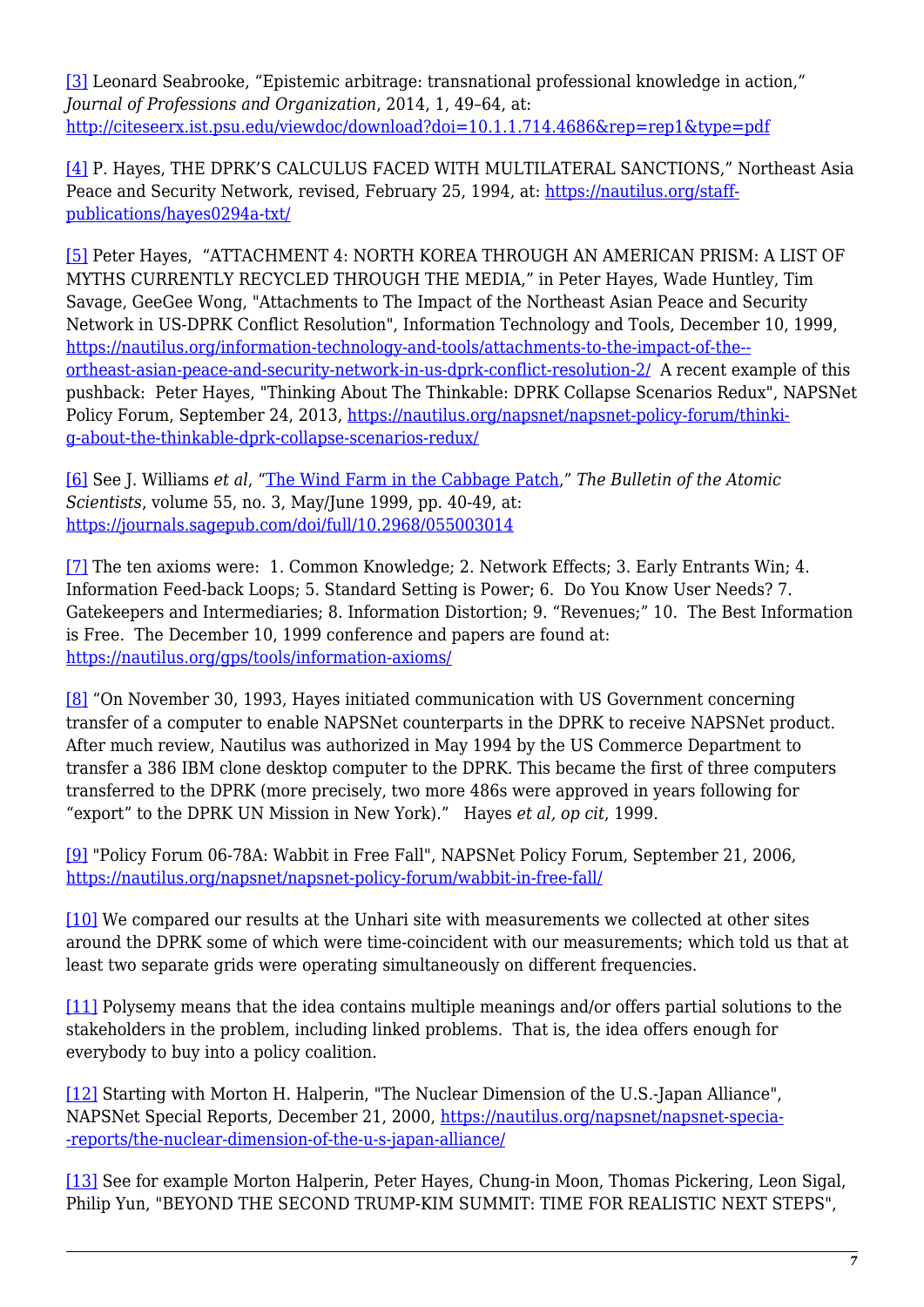[3] Leonard Seabrooke, "Epistemic arbitrage: transnational professional knowledge in action," *Journal of Professions and Organization*, 2014, 1, 49–64, at: http://citeseerx.ist.psu.edu/viewdoc/download?doi=10.1.1.714.4686&rep=rep1&type=pdf

[4] P. Hayes, THE DPRK'S CALCULUS FACED WITH MULTILATERAL SANCTIONS," Northeast Asia Peace and Security Network, revised, February 25, 1994, at: https://nautilus.org/staff-publications/hayes0294a-txt/

[5] Peter Hayes, "ATTACHMENT 4: NORTH KOREA THROUGH AN AMERICAN PRISM: A LIST OF MYTHS CURRENTLY RECYCLED THROUGH THE MEDIA," in Peter Hayes, Wade Huntley, Tim Savage, GeeGee Wong, "Attachments to The Impact of the Northeast Asian Peace and Security Network in US-DPRK Conflict Resolution", Information Technology and Tools, December 10, 1999, https://nautilus.org/information-technology-and-tools/attachments-to-the-impact-of-the--ortheast-asian-peace-and-security-network-in-us-dprk-conflict-resolution-2/ A recent example of this pushback: Peter Hayes, "Thinking About The Thinkable: DPRK Collapse Scenarios Redux", NAPSNet Policy Forum, September 24, 2013, https://nautilus.org/napsnet/napsnet-policy-forum/thinki-g-about-the-thinkable-dprk-collapse-scenarios-redux/

[6] See J. Williams *et al*, "The Wind Farm in the Cabbage Patch," *The Bulletin of the Atomic Scientists*, volume 55, no. 3, May/June 1999, pp. 40-49, at: https://journals.sagepub.com/doi/full/10.2968/055003014

[7] The ten axioms were: 1. Common Knowledge; 2. Network Effects; 3. Early Entrants Win; 4. Information Feed-back Loops; 5. Standard Setting is Power; 6. Do You Know User Needs? 7. Gatekeepers and Intermediaries; 8. Information Distortion; 9. "Revenues;" 10. The Best Information is Free. The December 10, 1999 conference and papers are found at: https://nautilus.org/gps/tools/information-axioms/

[8] "On November 30, 1993, Hayes initiated communication with US Government concerning transfer of a computer to enable NAPSNet counterparts in the DPRK to receive NAPSNet product. After much review, Nautilus was authorized in May 1994 by the US Commerce Department to transfer a 386 IBM clone desktop computer to the DPRK. This became the first of three computers transferred to the DPRK (more precisely, two more 486s were approved in years following for "export" to the DPRK UN Mission in New York)." Hayes *et al, op cit*, 1999.

[9] "Policy Forum 06-78A: Wabbit in Free Fall", NAPSNet Policy Forum, September 21, 2006, https://nautilus.org/napsnet/napsnet-policy-forum/wabbit-in-free-fall/

[10] We compared our results at the Unhari site with measurements we collected at other sites around the DPRK some of which were time-coincident with our measurements; which told us that at least two separate grids were operating simultaneously on different frequencies.

[11] Polysemy means that the idea contains multiple meanings and/or offers partial solutions to the stakeholders in the problem, including linked problems. That is, the idea offers enough for everybody to buy into a policy coalition.

[12] Starting with Morton H. Halperin, "The Nuclear Dimension of the U.S.-Japan Alliance", NAPSNet Special Reports, December 21, 2000, https://nautilus.org/napsnet/napsnet-specia--reports/the-nuclear-dimension-of-the-u-s-japan-alliance/

[13] See for example Morton Halperin, Peter Hayes, Chung-in Moon, Thomas Pickering, Leon Sigal, Philip Yun, "BEYOND THE SECOND TRUMP-KIM SUMMIT: TIME FOR REALISTIC NEXT STEPS",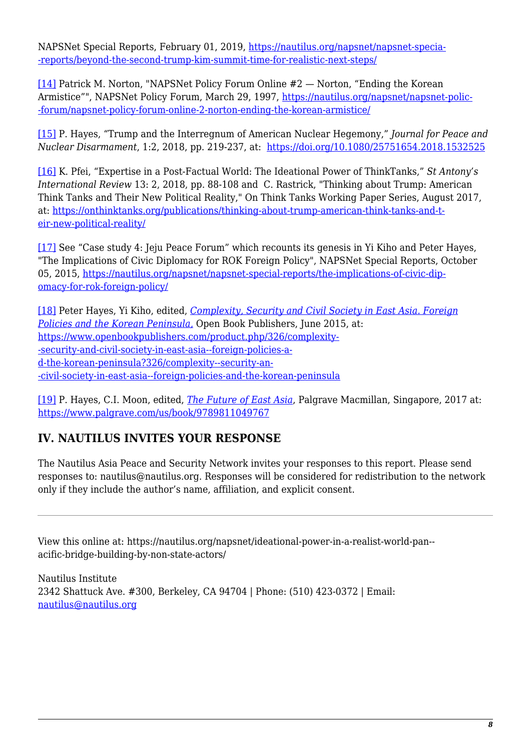NAPSNet Special Reports, February 01, 2019, https://nautilus.org/napsnet/napsnet-specia--reports/beyond-the-second-trump-kim-summit-time-for-realistic-next-steps/

[14] Patrick M. Norton, "NAPSNet Policy Forum Online #2 — Norton, "Ending the Korean Armistice"", NAPSNet Policy Forum, March 29, 1997, https://nautilus.org/napsnet/napsnet-polic--forum/napsnet-policy-forum-online-2-norton-ending-the-korean-armistice/

[15] P. Hayes, "Trump and the Interregnum of American Nuclear Hegemony," *Journal for Peace and Nuclear Disarmament*, 1:2, 2018, pp. 219-237, at: https://doi.org/10.1080/25751654.2018.1532525

[16] K. Pfei, "Expertise in a Post-Factual World: The Ideational Power of ThinkTanks," *St Antony's International Review* 13: 2, 2018, pp. 88-108 and C. Rastrick, "Thinking about Trump: American Think Tanks and Their New Political Reality," On Think Tanks Working Paper Series, August 2017, at: https://onthinktanks.org/publications/thinking-about-trump-american-think-tanks-and-t-eir-new-political-reality/

[17] See "Case study 4: Jeju Peace Forum" which recounts its genesis in Yi Kiho and Peter Hayes, "The Implications of Civic Diplomacy for ROK Foreign Policy", NAPSNet Special Reports, October 05, 2015, https://nautilus.org/napsnet/napsnet-special-reports/the-implications-of-civic-dip-omacy-for-rok-foreign-policy/

[18] Peter Hayes, Yi Kiho, edited, *Complexity, Security and Civil Society in East Asia. Foreign Policies and the Korean Peninsula,* Open Book Publishers, June 2015, at: https://www.openbookpublishers.com/product.php/326/complexity--security-and-civil-society-in-east-asia--foreign-policies-a-d-the-korean-peninsula?326/complexity--security-an--civil-society-in-east-asia--foreign-policies-and-the-korean-peninsula

[19] P. Hayes, C.I. Moon, edited, *The Future of East Asia*, Palgrave Macmillan, Singapore, 2017 at: https://www.palgrave.com/us/book/9789811049767

## IV. NAUTILUS INVITES YOUR RESPONSE

The Nautilus Asia Peace and Security Network invites your responses to this report. Please send responses to: nautilus@nautilus.org. Responses will be considered for redistribution to the network only if they include the author's name, affiliation, and explicit consent.

---

View this online at: https://nautilus.org/napsnet/ideational-power-in-a-realist-world-pan--acific-bridge-building-by-non-state-actors/

Nautilus Institute
2342 Shattuck Ave. #300, Berkeley, CA 94704 | Phone: (510) 423-0372 | Email: nautilus@nautilus.org